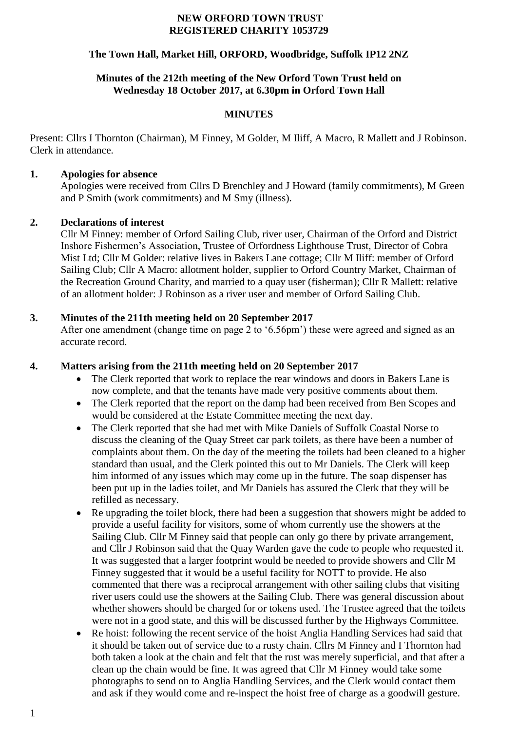**NEW ORFORD TOWN TRUST**
**REGISTERED CHARITY 1053729**

**The Town Hall, Market Hill, ORFORD, Woodbridge, Suffolk IP12 2NZ**

**Minutes of the 212th meeting of the New Orford Town Trust held on Wednesday 18 October 2017, at 6.30pm in Orford Town Hall**

# MINUTES

Present: Cllrs I Thornton (Chairman), M Finney, M Golder, M Iliff, A Macro, R Mallett and J Robinson. Clerk in attendance.

## 1. Apologies for absence

Apologies were received from Cllrs D Brenchley and J Howard (family commitments), M Green and P Smith (work commitments) and M Smy (illness).

## 2. Declarations of interest

Cllr M Finney: member of Orford Sailing Club, river user, Chairman of the Orford and District Inshore Fishermen's Association, Trustee of Orfordness Lighthouse Trust, Director of Cobra Mist Ltd; Cllr M Golder: relative lives in Bakers Lane cottage; Cllr M Iliff: member of Orford Sailing Club; Cllr A Macro: allotment holder, supplier to Orford Country Market, Chairman of the Recreation Ground Charity, and married to a quay user (fisherman); Cllr R Mallett: relative of an allotment holder: J Robinson as a river user and member of Orford Sailing Club.

## 3. Minutes of the 211th meeting held on 20 September 2017

After one amendment (change time on page 2 to '6.56pm') these were agreed and signed as an accurate record.

## 4. Matters arising from the 211th meeting held on 20 September 2017

- The Clerk reported that work to replace the rear windows and doors in Bakers Lane is now complete, and that the tenants have made very positive comments about them.
- The Clerk reported that the report on the damp had been received from Ben Scopes and would be considered at the Estate Committee meeting the next day.
- The Clerk reported that she had met with Mike Daniels of Suffolk Coastal Norse to discuss the cleaning of the Quay Street car park toilets, as there have been a number of complaints about them. On the day of the meeting the toilets had been cleaned to a higher standard than usual, and the Clerk pointed this out to Mr Daniels. The Clerk will keep him informed of any issues which may come up in the future. The soap dispenser has been put up in the ladies toilet, and Mr Daniels has assured the Clerk that they will be refilled as necessary.
- Re upgrading the toilet block, there had been a suggestion that showers might be added to provide a useful facility for visitors, some of whom currently use the showers at the Sailing Club. Cllr M Finney said that people can only go there by private arrangement, and Cllr J Robinson said that the Quay Warden gave the code to people who requested it. It was suggested that a larger footprint would be needed to provide showers and Cllr M Finney suggested that it would be a useful facility for NOTT to provide. He also commented that there was a reciprocal arrangement with other sailing clubs that visiting river users could use the showers at the Sailing Club. There was general discussion about whether showers should be charged for or tokens used. The Trustee agreed that the toilets were not in a good state, and this will be discussed further by the Highways Committee.
- Re hoist: following the recent service of the hoist Anglia Handling Services had said that it should be taken out of service due to a rusty chain. Cllrs M Finney and I Thornton had both taken a look at the chain and felt that the rust was merely superficial, and that after a clean up the chain would be fine. It was agreed that Cllr M Finney would take some photographs to send on to Anglia Handling Services, and the Clerk would contact them and ask if they would come and re-inspect the hoist free of charge as a goodwill gesture.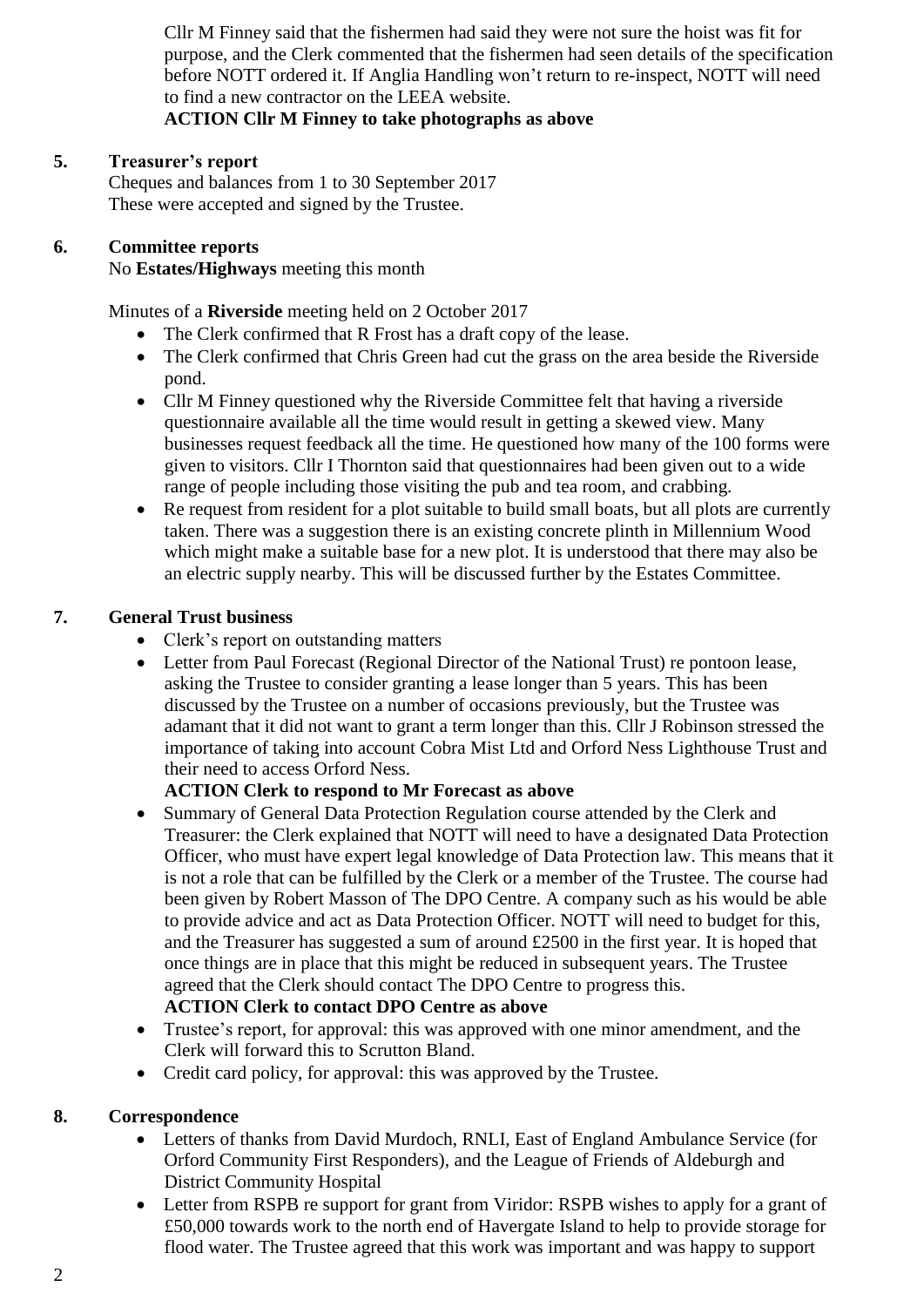Cllr M Finney said that the fishermen had said they were not sure the hoist was fit for purpose, and the Clerk commented that the fishermen had seen details of the specification before NOTT ordered it. If Anglia Handling won't return to re-inspect, NOTT will need to find a new contractor on the LEEA website.
**ACTION Cllr M Finney to take photographs as above**

**5. Treasurer's report**
Cheques and balances from 1 to 30 September 2017
These were accepted and signed by the Trustee.

**6. Committee reports**
No **Estates/Highways** meeting this month

Minutes of a **Riverside** meeting held on 2 October 2017

- The Clerk confirmed that R Frost has a draft copy of the lease.
- The Clerk confirmed that Chris Green had cut the grass on the area beside the Riverside pond.
- Cllr M Finney questioned why the Riverside Committee felt that having a riverside questionnaire available all the time would result in getting a skewed view. Many businesses request feedback all the time. He questioned how many of the 100 forms were given to visitors. Cllr I Thornton said that questionnaires had been given out to a wide range of people including those visiting the pub and tea room, and crabbing.
- Re request from resident for a plot suitable to build small boats, but all plots are currently taken. There was a suggestion there is an existing concrete plinth in Millennium Wood which might make a suitable base for a new plot. It is understood that there may also be an electric supply nearby. This will be discussed further by the Estates Committee.

**7. General Trust business**

- Clerk's report on outstanding matters
- Letter from Paul Forecast (Regional Director of the National Trust) re pontoon lease, asking the Trustee to consider granting a lease longer than 5 years. This has been discussed by the Trustee on a number of occasions previously, but the Trustee was adamant that it did not want to grant a term longer than this. Cllr J Robinson stressed the importance of taking into account Cobra Mist Ltd and Orford Ness Lighthouse Trust and their need to access Orford Ness.
  **ACTION Clerk to respond to Mr Forecast as above**
- Summary of General Data Protection Regulation course attended by the Clerk and Treasurer: the Clerk explained that NOTT will need to have a designated Data Protection Officer, who must have expert legal knowledge of Data Protection law. This means that it is not a role that can be fulfilled by the Clerk or a member of the Trustee. The course had been given by Robert Masson of The DPO Centre. A company such as his would be able to provide advice and act as Data Protection Officer. NOTT will need to budget for this, and the Treasurer has suggested a sum of around £2500 in the first year. It is hoped that once things are in place that this might be reduced in subsequent years. The Trustee agreed that the Clerk should contact The DPO Centre to progress this.
  **ACTION Clerk to contact DPO Centre as above**
- Trustee's report, for approval: this was approved with one minor amendment, and the Clerk will forward this to Scrutton Bland.
- Credit card policy, for approval: this was approved by the Trustee.

**8. Correspondence**

- Letters of thanks from David Murdoch, RNLI, East of England Ambulance Service (for Orford Community First Responders), and the League of Friends of Aldeburgh and District Community Hospital
- Letter from RSPB re support for grant from Viridor: RSPB wishes to apply for a grant of £50,000 towards work to the north end of Havergate Island to help to provide storage for flood water. The Trustee agreed that this work was important and was happy to support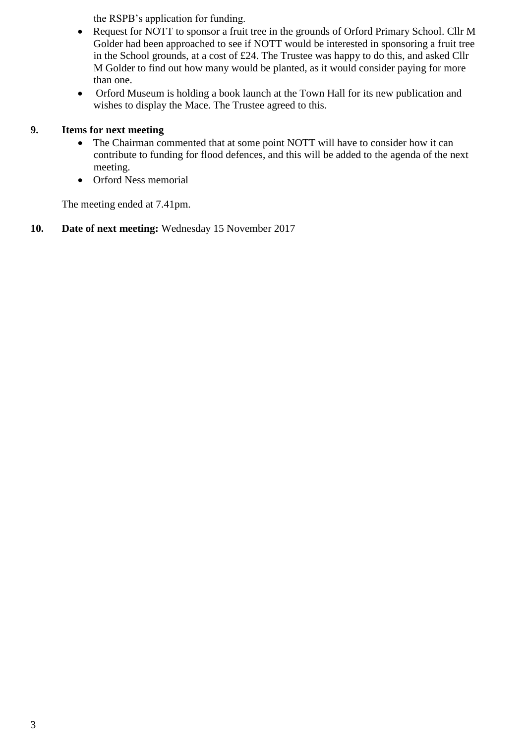the RSPB's application for funding.

- Request for NOTT to sponsor a fruit tree in the grounds of Orford Primary School. Cllr M Golder had been approached to see if NOTT would be interested in sponsoring a fruit tree in the School grounds, at a cost of £24. The Trustee was happy to do this, and asked Cllr M Golder to find out how many would be planted, as it would consider paying for more than one.
- Orford Museum is holding a book launch at the Town Hall for its new publication and wishes to display the Mace. The Trustee agreed to this.

**9. Items for next meeting**

- The Chairman commented that at some point NOTT will have to consider how it can contribute to funding for flood defences, and this will be added to the agenda of the next meeting.
- Orford Ness memorial

The meeting ended at 7.41pm.

**10. Date of next meeting:** Wednesday 15 November 2017